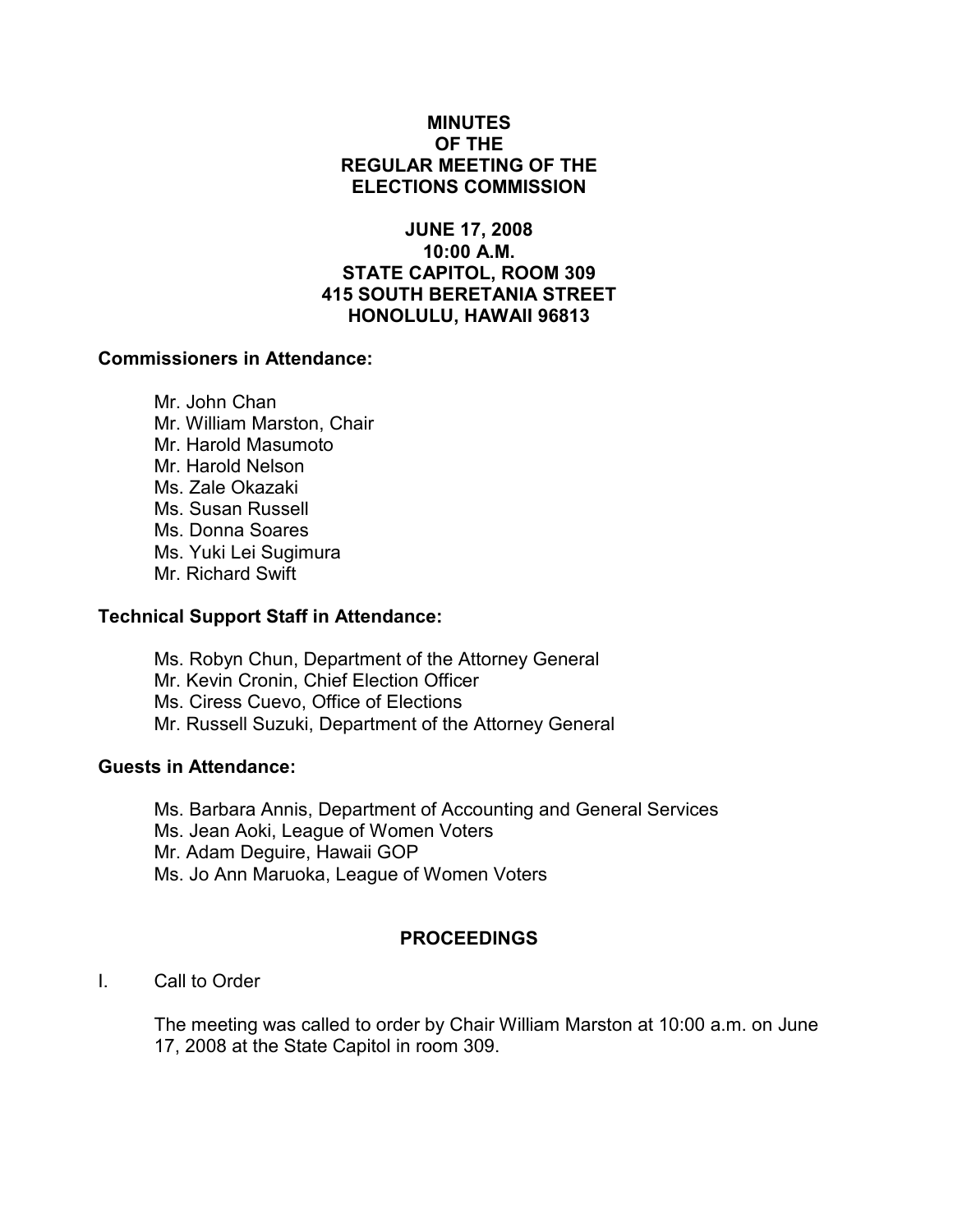# MINUTES
# OF THE
# REGULAR MEETING OF THE
# ELECTIONS COMMISSION

**JUNE 17, 2008**
**10:00 A.M.**
**STATE CAPITOL, ROOM 309**
**415 SOUTH BERETANIA STREET**
**HONOLULU, HAWAII 96813**

**Commissioners in Attendance:**

Mr. John Chan
Mr. William Marston, Chair
Mr. Harold Masumoto
Mr. Harold Nelson
Ms. Zale Okazaki
Ms. Susan Russell
Ms. Donna Soares
Ms. Yuki Lei Sugimura
Mr. Richard Swift

**Technical Support Staff in Attendance:**

Ms. Robyn Chun, Department of the Attorney General
Mr. Kevin Cronin, Chief Election Officer
Ms. Ciress Cuevo, Office of Elections
Mr. Russell Suzuki, Department of the Attorney General

**Guests in Attendance:**

Ms. Barbara Annis, Department of Accounting and General Services
Ms. Jean Aoki, League of Women Voters
Mr. Adam Deguire, Hawaii GOP
Ms. Jo Ann Maruoka, League of Women Voters

## PROCEEDINGS

I. Call to Order

The meeting was called to order by Chair William Marston at 10:00 a.m. on June 17, 2008 at the State Capitol in room 309.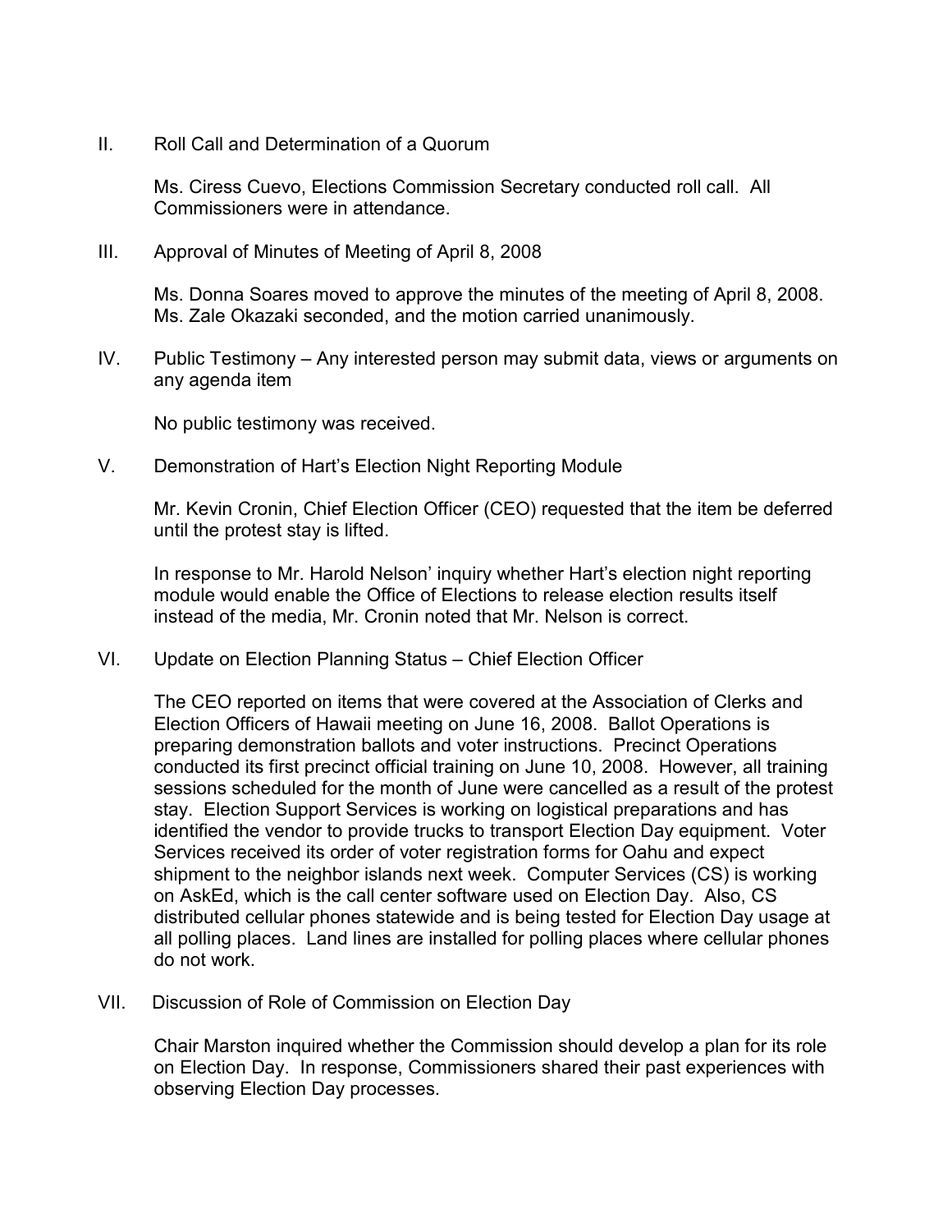II. Roll Call and Determination of a Quorum

Ms. Ciress Cuevo, Elections Commission Secretary conducted roll call. All Commissioners were in attendance.

III. Approval of Minutes of Meeting of April 8, 2008

Ms. Donna Soares moved to approve the minutes of the meeting of April 8, 2008. Ms. Zale Okazaki seconded, and the motion carried unanimously.

IV. Public Testimony – Any interested person may submit data, views or arguments on any agenda item

No public testimony was received.

V. Demonstration of Hart's Election Night Reporting Module

Mr. Kevin Cronin, Chief Election Officer (CEO) requested that the item be deferred until the protest stay is lifted.

In response to Mr. Harold Nelson' inquiry whether Hart's election night reporting module would enable the Office of Elections to release election results itself instead of the media, Mr. Cronin noted that Mr. Nelson is correct.

VI. Update on Election Planning Status – Chief Election Officer

The CEO reported on items that were covered at the Association of Clerks and Election Officers of Hawaii meeting on June 16, 2008. Ballot Operations is preparing demonstration ballots and voter instructions. Precinct Operations conducted its first precinct official training on June 10, 2008. However, all training sessions scheduled for the month of June were cancelled as a result of the protest stay. Election Support Services is working on logistical preparations and has identified the vendor to provide trucks to transport Election Day equipment. Voter Services received its order of voter registration forms for Oahu and expect shipment to the neighbor islands next week. Computer Services (CS) is working on AskEd, which is the call center software used on Election Day. Also, CS distributed cellular phones statewide and is being tested for Election Day usage at all polling places. Land lines are installed for polling places where cellular phones do not work.

VII. Discussion of Role of Commission on Election Day

Chair Marston inquired whether the Commission should develop a plan for its role on Election Day. In response, Commissioners shared their past experiences with observing Election Day processes.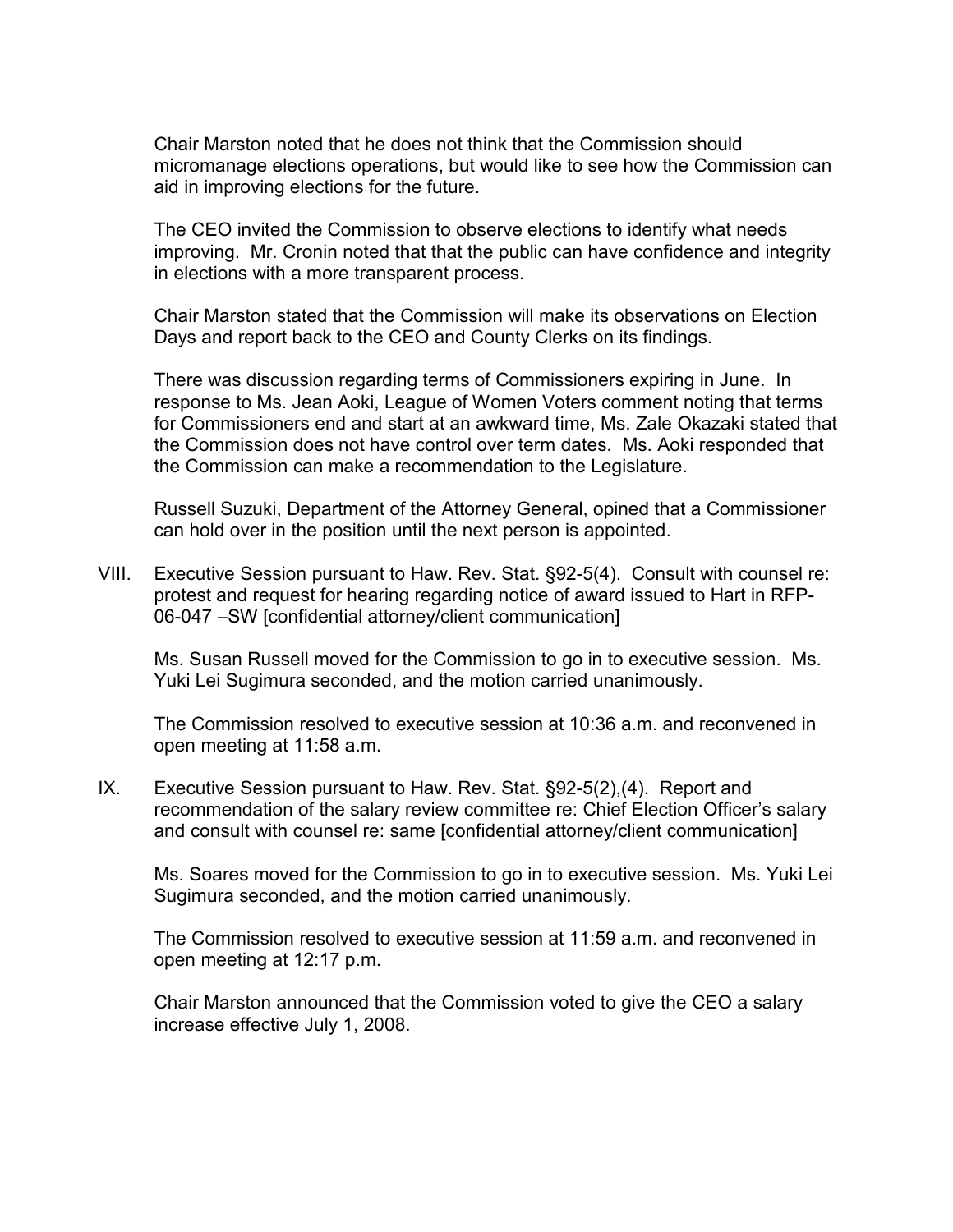Chair Marston noted that he does not think that the Commission should micromanage elections operations, but would like to see how the Commission can aid in improving elections for the future.

The CEO invited the Commission to observe elections to identify what needs improving. Mr. Cronin noted that that the public can have confidence and integrity in elections with a more transparent process.

Chair Marston stated that the Commission will make its observations on Election Days and report back to the CEO and County Clerks on its findings.

There was discussion regarding terms of Commissioners expiring in June. In response to Ms. Jean Aoki, League of Women Voters comment noting that terms for Commissioners end and start at an awkward time, Ms. Zale Okazaki stated that the Commission does not have control over term dates. Ms. Aoki responded that the Commission can make a recommendation to the Legislature.

Russell Suzuki, Department of the Attorney General, opined that a Commissioner can hold over in the position until the next person is appointed.

VIII. Executive Session pursuant to Haw. Rev. Stat. §92-5(4). Consult with counsel re: protest and request for hearing regarding notice of award issued to Hart in RFP-06-047 –SW [confidential attorney/client communication]

Ms. Susan Russell moved for the Commission to go in to executive session. Ms. Yuki Lei Sugimura seconded, and the motion carried unanimously.

The Commission resolved to executive session at 10:36 a.m. and reconvened in open meeting at 11:58 a.m.

IX. Executive Session pursuant to Haw. Rev. Stat. §92-5(2),(4). Report and recommendation of the salary review committee re: Chief Election Officer's salary and consult with counsel re: same [confidential attorney/client communication]

Ms. Soares moved for the Commission to go in to executive session. Ms. Yuki Lei Sugimura seconded, and the motion carried unanimously.

The Commission resolved to executive session at 11:59 a.m. and reconvened in open meeting at 12:17 p.m.

Chair Marston announced that the Commission voted to give the CEO a salary increase effective July 1, 2008.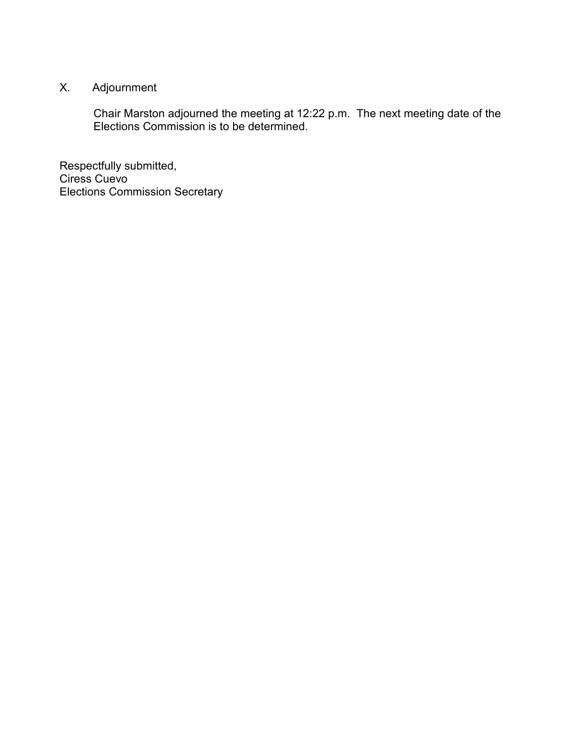## X. Adjournment

Chair Marston adjourned the meeting at 12:22 p.m. The next meeting date of the Elections Commission is to be determined.

Respectfully submitted,
Ciress Cuevo
Elections Commission Secretary